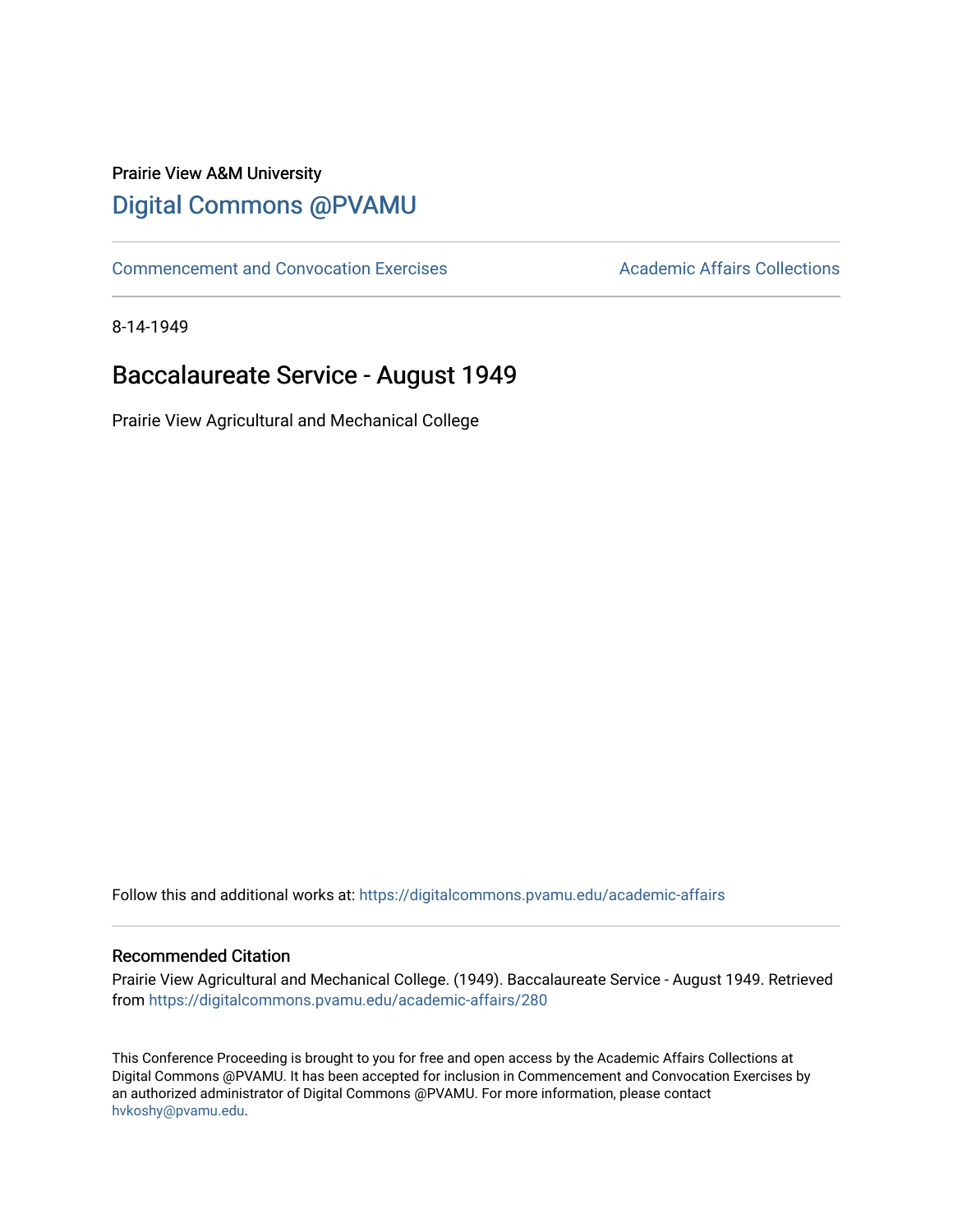Prairie View A&M University

# Digital Commons @PVAMU

Commencement and Convocation Exercises | Academic Affairs Collections

8-14-1949

## Baccalaureate Service - August 1949

Prairie View Agricultural and Mechanical College

Follow this and additional works at: https://digitalcommons.pvamu.edu/academic-affairs

### Recommended Citation

Prairie View Agricultural and Mechanical College. (1949). Baccalaureate Service - August 1949. Retrieved from https://digitalcommons.pvamu.edu/academic-affairs/280

This Conference Proceeding is brought to you for free and open access by the Academic Affairs Collections at Digital Commons @PVAMU. It has been accepted for inclusion in Commencement and Convocation Exercises by an authorized administrator of Digital Commons @PVAMU. For more information, please contact hvkoshy@pvamu.edu.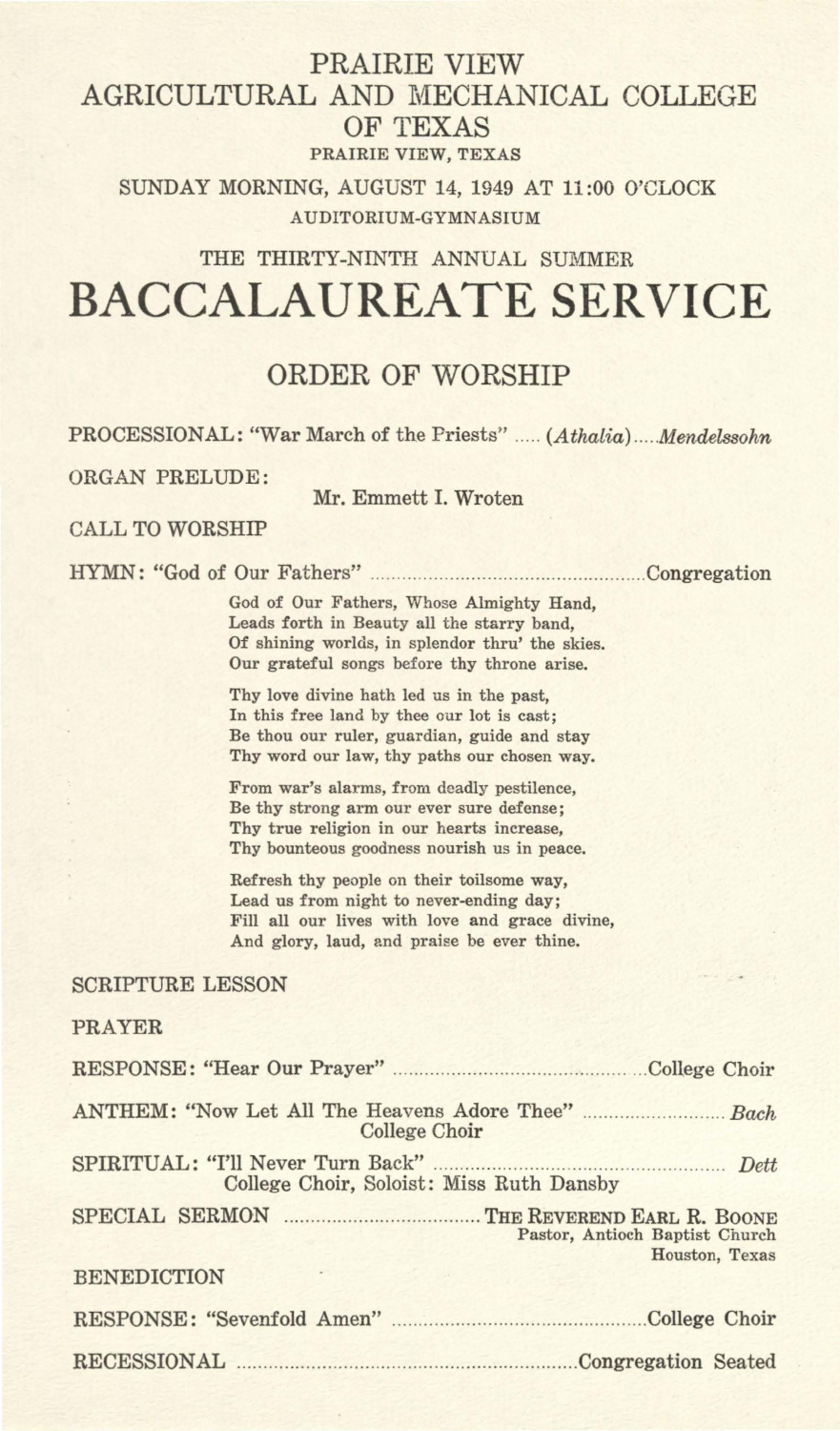# PRAIRIE VIEW AGRICULTURAL AND MECHANICAL COLLEGE OF TEXAS

PRAIRIE VIEW, TEXAS

SUNDAY MORNING, AUGUST 14, 1949 AT 11:00 O'CLOCK

AUDITORIUM-GYMNASIUM

THE THIRTY-NINTH ANNUAL SUMMER

# BACCALAUREATE SERVICE

## ORDER OF WORSHIP

PROCESSIONAL: "War March of the Priests" ..... (*Athalia*)..... *Mendelssohn*

ORGAN PRELUDE:

Mr. Emmett I. Wroten

CALL TO WORSHIP

HYMN: "God of Our Fathers" ..... Congregation

God of Our Fathers, Whose Almighty Hand,
Leads forth in Beauty all the starry band,
Of shining worlds, in splendor thru' the skies.
Our grateful songs before thy throne arise.

Thy love divine hath led us in the past,
In this free land by thee our lot is cast;
Be thou our ruler, guardian, guide and stay
Thy word our law, thy paths our chosen way.

From war's alarms, from deadly pestilence,
Be thy strong arm our ever sure defense;
Thy true religion in our hearts increase,
Thy bounteous goodness nourish us in peace.

Refresh thy people on their toilsome way,
Lead us from night to never-ending day;
Fill all our lives with love and grace divine,
And glory, laud, and praise be ever thine.

SCRIPTURE LESSON

PRAYER

RESPONSE: "Hear Our Prayer" ..... College Choir

ANTHEM: "Now Let All The Heavens Adore Thee" ..... *Bach*
College Choir

SPIRITUAL: "I'll Never Turn Back" ..... *Dett*
College Choir, Soloist: Miss Ruth Dansby

SPECIAL SERMON ..... THE REVEREND EARL R. BOONE
Pastor, Antioch Baptist Church
Houston, Texas

BENEDICTION

RESPONSE: "Sevenfold Amen" ..... College Choir

RECESSIONAL ..... Congregation Seated